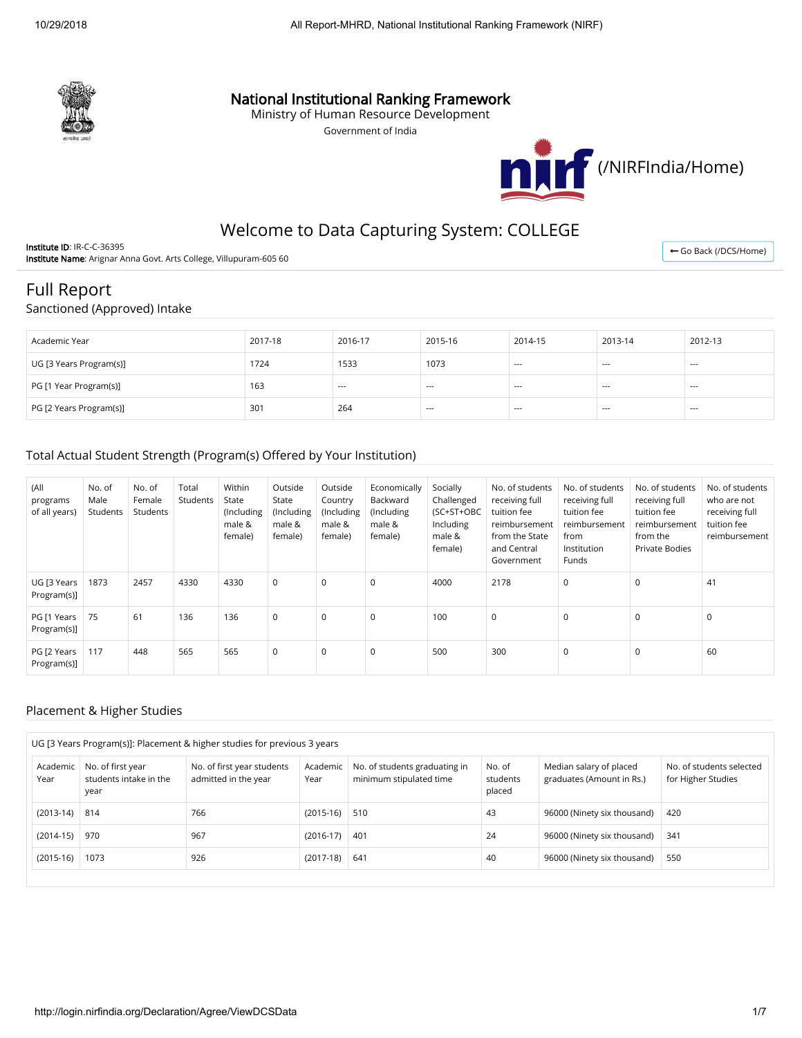# National Institutional Ranking Framework

Ministry of Human Resource Development

Government of India

(/NIRFIndia/Home)

## Welcome to Data Capturing System: COLLEGE

**Institute ID**: IR-C-C-36395

**Institute Name**: Arignar Anna Govt. Arts College, Villupuram-605 60

Go Back (/DCS/Home)

# Full Report

## Sanctioned (Approved) Intake

| Academic Year | 2017-18 | 2016-17 | 2015-16 | 2014-15 | 2013-14 | 2012-13 |
|---|---|---|---|---|---|---|
| UG [3 Years Program(s)] | 1724 | 1533 | 1073 | --- | --- | --- |
| PG [1 Year Program(s)] | 163 | --- | --- | --- | --- | --- |
| PG [2 Years Program(s)] | 301 | 264 | --- | --- | --- | --- |

## Total Actual Student Strength (Program(s) Offered by Your Institution)

| (All programs of all years) | No. of Male Students | No. of Female Students | Total Students | Within State (Including male & female) | Outside State (Including male & female) | Outside Country (Including male & female) | Economically Backward (Including male & female) | Socially Challenged (SC+ST+OBC Including male & female) | No. of students receiving full tuition fee reimbursement from the State and Central Government | No. of students receiving full tuition fee reimbursement from Institution Funds | No. of students receiving full tuition fee reimbursement from the Private Bodies | No. of students who are not receiving full tuition fee reimbursement |
|---|---|---|---|---|---|---|---|---|---|---|---|---|
| UG [3 Years Program(s)] | 1873 | 2457 | 4330 | 4330 | 0 | 0 | 0 | 4000 | 2178 | 0 | 0 | 41 |
| PG [1 Years Program(s)] | 75 | 61 | 136 | 136 | 0 | 0 | 0 | 100 | 0 | 0 | 0 | 0 |
| PG [2 Years Program(s)] | 117 | 448 | 565 | 565 | 0 | 0 | 0 | 500 | 300 | 0 | 0 | 60 |

## Placement & Higher Studies

UG [3 Years Program(s)]: Placement & higher studies for previous 3 years

| Academic Year | No. of first year students intake in the year | No. of first year students admitted in the year | Academic Year | No. of students graduating in minimum stipulated time | No. of students placed | Median salary of placed graduates (Amount in Rs.) | No. of students selected for Higher Studies |
|---|---|---|---|---|---|---|---|
| (2013-14) | 814 | 766 | (2015-16) | 510 | 43 | 96000 (Ninety six thousand) | 420 |
| (2014-15) | 970 | 967 | (2016-17) | 401 | 24 | 96000 (Ninety six thousand) | 341 |
| (2015-16) | 1073 | 926 | (2017-18) | 641 | 40 | 96000 (Ninety six thousand) | 550 |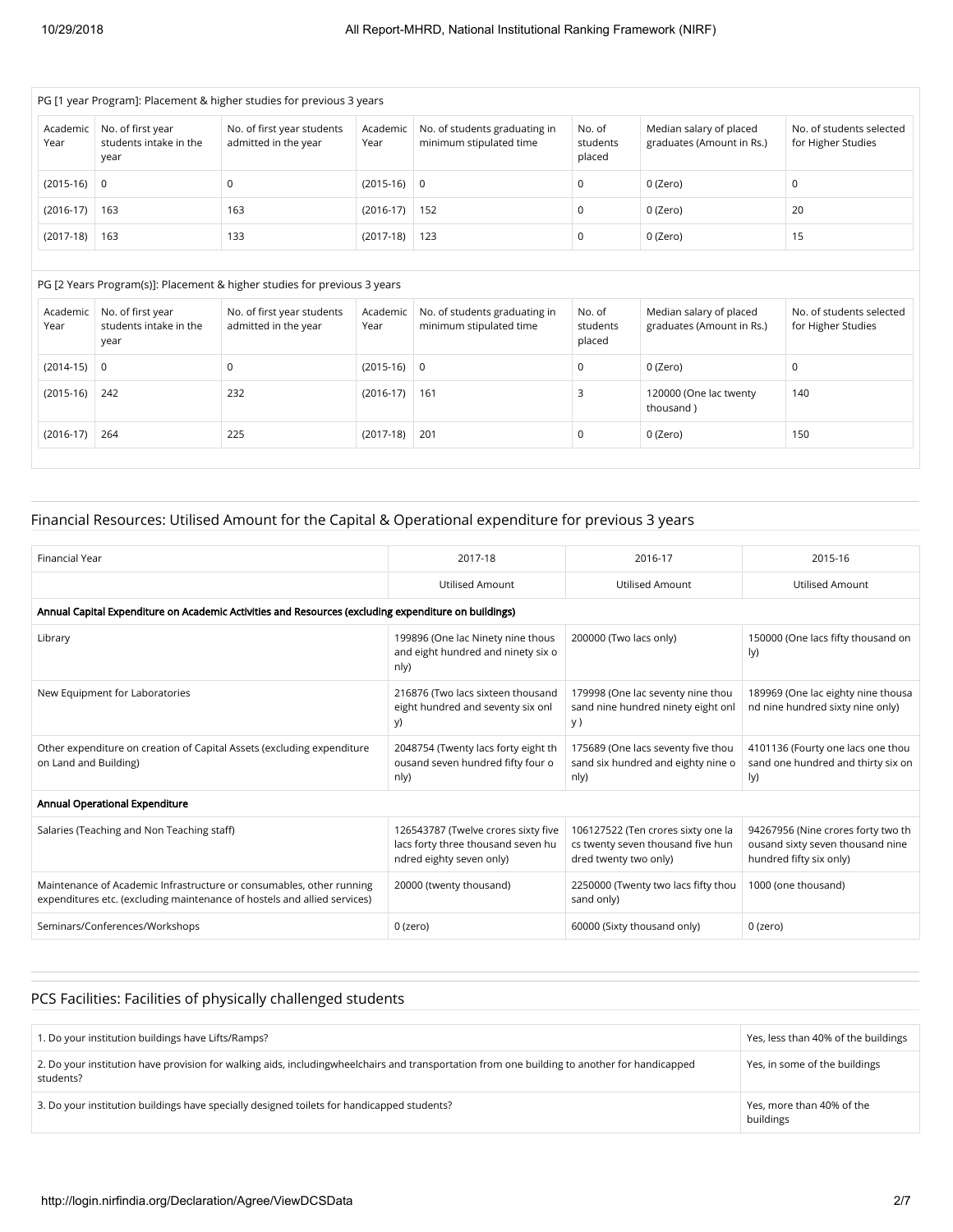PG [1 year Program]: Placement & higher studies for previous 3 years

| Academic Year | No. of first year students intake in the year | No. of first year students admitted in the year | Academic Year | No. of students graduating in minimum stipulated time | No. of students placed | Median salary of placed graduates (Amount in Rs.) | No. of students selected for Higher Studies |
|---|---|---|---|---|---|---|---|
| (2015-16) | 0 | 0 | (2015-16) | 0 | 0 | 0 (Zero) | 0 |
| (2016-17) | 163 | 163 | (2016-17) | 152 | 0 | 0 (Zero) | 20 |
| (2017-18) | 163 | 133 | (2017-18) | 123 | 0 | 0 (Zero) | 15 |

PG [2 Years Program(s)]: Placement & higher studies for previous 3 years

| Academic Year | No. of first year students intake in the year | No. of first year students admitted in the year | Academic Year | No. of students graduating in minimum stipulated time | No. of students placed | Median salary of placed graduates (Amount in Rs.) | No. of students selected for Higher Studies |
|---|---|---|---|---|---|---|---|
| (2014-15) | 0 | 0 | (2015-16) | 0 | 0 | 0 (Zero) | 0 |
| (2015-16) | 242 | 232 | (2016-17) | 161 | 3 | 120000 (One lac twenty thousand ) | 140 |
| (2016-17) | 264 | 225 | (2017-18) | 201 | 0 | 0 (Zero) | 150 |

## Financial Resources: Utilised Amount for the Capital & Operational expenditure for previous 3 years

| Financial Year | 2017-18 | 2016-17 | 2015-16 |
|---|---|---|---|
| | Utilised Amount | Utilised Amount | Utilised Amount |
| **Annual Capital Expenditure on Academic Activities and Resources (excluding expenditure on buildings)** | | | |
| Library | 199896 (One lac Ninety nine thousand eight hundred and ninety six only) | 200000 (Two lacs only) | 150000 (One lacs fifty thousand only) |
| New Equipment for Laboratories | 216876 (Two lacs sixteen thousand eight hundred and seventy six only) | 179998 (One lac seventy nine thousand nine hundred ninety eight only ) | 189969 (One lac eighty nine thousand nine hundred sixty nine only) |
| Other expenditure on creation of Capital Assets (excluding expenditure on Land and Building) | 2048754 (Twenty lacs forty eight thousand seven hundred fifty four only) | 175689 (One lacs seventy five thousand six hundred and eighty nine only) | 4101136 (Fourty one lacs one thousand one hundred and thirty six only) |
| **Annual Operational Expenditure** | | | |
| Salaries (Teaching and Non Teaching staff) | 126543787 (Twelve crores sixty five lacs forty three thousand seven hundred eighty seven only) | 106127522 (Ten crores sixty one lacs twenty seven thousand five hundred twenty two only) | 94267956 (Nine crores forty two thousand sixty seven thousand nine hundred fifty six only) |
| Maintenance of Academic Infrastructure or consumables, other running expenditures etc. (excluding maintenance of hostels and allied services) | 20000 (twenty thousand) | 2250000 (Twenty two lacs fifty thousand only) | 1000 (one thousand) |
| Seminars/Conferences/Workshops | 0 (zero) | 60000 (Sixty thousand only) | 0 (zero) |

## PCS Facilities: Facilities of physically challenged students

| | |
|---|---|
| 1. Do your institution buildings have Lifts/Ramps? | Yes, less than 40% of the buildings |
| 2. Do your institution have provision for walking aids, includingwheelchairs and transportation from one building to another for handicapped students? | Yes, in some of the buildings |
| 3. Do your institution buildings have specially designed toilets for handicapped students? | Yes, more than 40% of the buildings |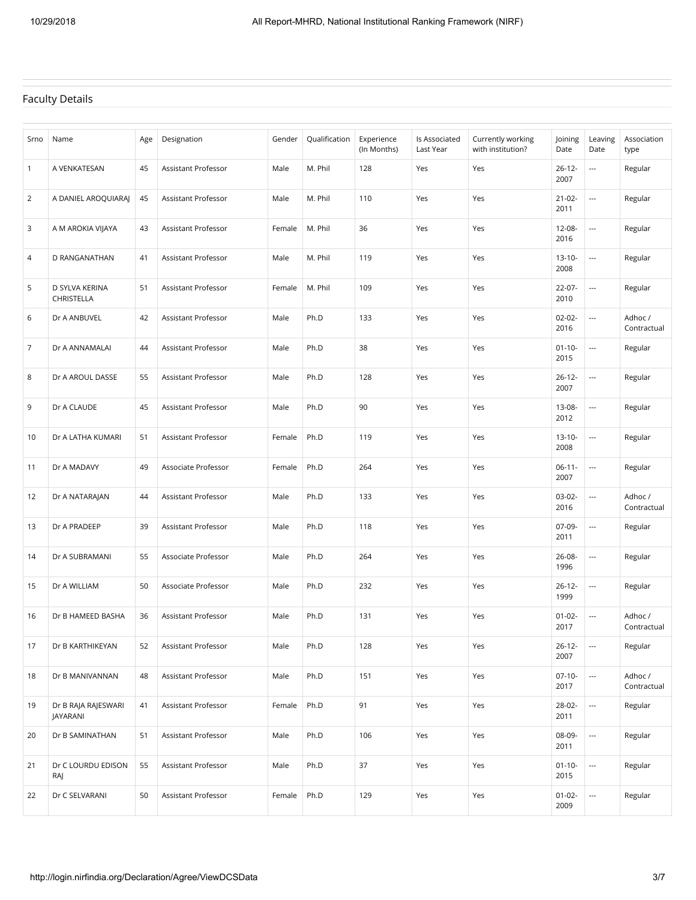## Faculty Details

| Srno | Name | Age | Designation | Gender | Qualification | Experience (In Months) | Is Associated Last Year | Currently working with institution? | Joining Date | Leaving Date | Association type |
|---|---|---|---|---|---|---|---|---|---|---|---|
| 1 | A VENKATESAN | 45 | Assistant Professor | Male | M. Phil | 128 | Yes | Yes | 26-12-2007 | --- | Regular |
| 2 | A DANIEL AROQUIARAJ | 45 | Assistant Professor | Male | M. Phil | 110 | Yes | Yes | 21-02-2011 | --- | Regular |
| 3 | A M AROKIA VIJAYA | 43 | Assistant Professor | Female | M. Phil | 36 | Yes | Yes | 12-08-2016 | --- | Regular |
| 4 | D RANGANATHAN | 41 | Assistant Professor | Male | M. Phil | 119 | Yes | Yes | 13-10-2008 | --- | Regular |
| 5 | D SYLVA KERINA CHRISTELLA | 51 | Assistant Professor | Female | M. Phil | 109 | Yes | Yes | 22-07-2010 | --- | Regular |
| 6 | Dr A ANBUVEL | 42 | Assistant Professor | Male | Ph.D | 133 | Yes | Yes | 02-02-2016 | --- | Adhoc / Contractual |
| 7 | Dr A ANNAMALAI | 44 | Assistant Professor | Male | Ph.D | 38 | Yes | Yes | 01-10-2015 | --- | Regular |
| 8 | Dr A AROUL DASSE | 55 | Assistant Professor | Male | Ph.D | 128 | Yes | Yes | 26-12-2007 | --- | Regular |
| 9 | Dr A CLAUDE | 45 | Assistant Professor | Male | Ph.D | 90 | Yes | Yes | 13-08-2012 | --- | Regular |
| 10 | Dr A LATHA KUMARI | 51 | Assistant Professor | Female | Ph.D | 119 | Yes | Yes | 13-10-2008 | --- | Regular |
| 11 | Dr A MADAVY | 49 | Associate Professor | Female | Ph.D | 264 | Yes | Yes | 06-11-2007 | --- | Regular |
| 12 | Dr A NATARAJAN | 44 | Assistant Professor | Male | Ph.D | 133 | Yes | Yes | 03-02-2016 | --- | Adhoc / Contractual |
| 13 | Dr A PRADEEP | 39 | Assistant Professor | Male | Ph.D | 118 | Yes | Yes | 07-09-2011 | --- | Regular |
| 14 | Dr A SUBRAMANI | 55 | Associate Professor | Male | Ph.D | 264 | Yes | Yes | 26-08-1996 | --- | Regular |
| 15 | Dr A WILLIAM | 50 | Associate Professor | Male | Ph.D | 232 | Yes | Yes | 26-12-1999 | --- | Regular |
| 16 | Dr B HAMEED BASHA | 36 | Assistant Professor | Male | Ph.D | 131 | Yes | Yes | 01-02-2017 | --- | Adhoc / Contractual |
| 17 | Dr B KARTHIKEYAN | 52 | Assistant Professor | Male | Ph.D | 128 | Yes | Yes | 26-12-2007 | --- | Regular |
| 18 | Dr B MANIVANNAN | 48 | Assistant Professor | Male | Ph.D | 151 | Yes | Yes | 07-10-2017 | --- | Adhoc / Contractual |
| 19 | Dr B RAJA RAJESWARI JAYARANI | 41 | Assistant Professor | Female | Ph.D | 91 | Yes | Yes | 28-02-2011 | --- | Regular |
| 20 | Dr B SAMINATHAN | 51 | Assistant Professor | Male | Ph.D | 106 | Yes | Yes | 08-09-2011 | --- | Regular |
| 21 | Dr C LOURDU EDISON RAJ | 55 | Assistant Professor | Male | Ph.D | 37 | Yes | Yes | 01-10-2015 | --- | Regular |
| 22 | Dr C SELVARANI | 50 | Assistant Professor | Female | Ph.D | 129 | Yes | Yes | 01-02-2009 | --- | Regular |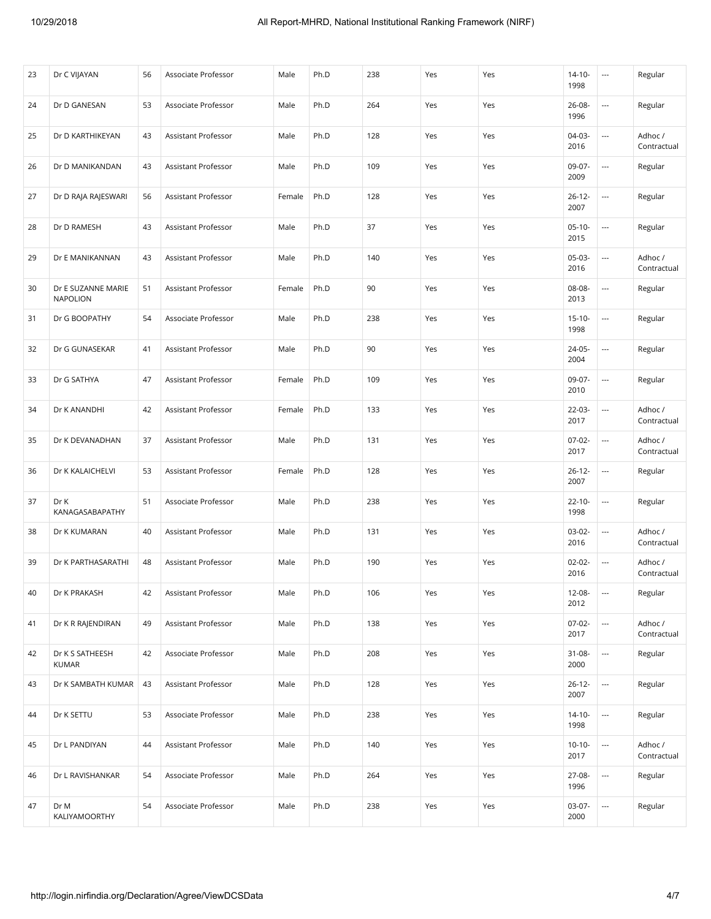| | | | | | | | | | | | |
|---|---|---|---|---|---|---|---|---|---|---|---|
| 23 | Dr C VIJAYAN | 56 | Associate Professor | Male | Ph.D | 238 | Yes | Yes | 14-10-1998 | --- | Regular |
| 24 | Dr D GANESAN | 53 | Associate Professor | Male | Ph.D | 264 | Yes | Yes | 26-08-1996 | --- | Regular |
| 25 | Dr D KARTHIKEYAN | 43 | Assistant Professor | Male | Ph.D | 128 | Yes | Yes | 04-03-2016 | --- | Adhoc / Contractual |
| 26 | Dr D MANIKANDAN | 43 | Assistant Professor | Male | Ph.D | 109 | Yes | Yes | 09-07-2009 | --- | Regular |
| 27 | Dr D RAJA RAJESWARI | 56 | Assistant Professor | Female | Ph.D | 128 | Yes | Yes | 26-12-2007 | --- | Regular |
| 28 | Dr D RAMESH | 43 | Assistant Professor | Male | Ph.D | 37 | Yes | Yes | 05-10-2015 | --- | Regular |
| 29 | Dr E MANIKANNAN | 43 | Assistant Professor | Male | Ph.D | 140 | Yes | Yes | 05-03-2016 | --- | Adhoc / Contractual |
| 30 | Dr E SUZANNE MARIE NAPOLION | 51 | Assistant Professor | Female | Ph.D | 90 | Yes | Yes | 08-08-2013 | --- | Regular |
| 31 | Dr G BOOPATHY | 54 | Associate Professor | Male | Ph.D | 238 | Yes | Yes | 15-10-1998 | --- | Regular |
| 32 | Dr G GUNASEKAR | 41 | Assistant Professor | Male | Ph.D | 90 | Yes | Yes | 24-05-2004 | --- | Regular |
| 33 | Dr G SATHYA | 47 | Assistant Professor | Female | Ph.D | 109 | Yes | Yes | 09-07-2010 | --- | Regular |
| 34 | Dr K ANANDHI | 42 | Assistant Professor | Female | Ph.D | 133 | Yes | Yes | 22-03-2017 | --- | Adhoc / Contractual |
| 35 | Dr K DEVANADHAN | 37 | Assistant Professor | Male | Ph.D | 131 | Yes | Yes | 07-02-2017 | --- | Adhoc / Contractual |
| 36 | Dr K KALAICHELVI | 53 | Assistant Professor | Female | Ph.D | 128 | Yes | Yes | 26-12-2007 | --- | Regular |
| 37 | Dr K KANAGASABAPATHY | 51 | Associate Professor | Male | Ph.D | 238 | Yes | Yes | 22-10-1998 | --- | Regular |
| 38 | Dr K KUMARAN | 40 | Assistant Professor | Male | Ph.D | 131 | Yes | Yes | 03-02-2016 | --- | Adhoc / Contractual |
| 39 | Dr K PARTHASARATHI | 48 | Assistant Professor | Male | Ph.D | 190 | Yes | Yes | 02-02-2016 | --- | Adhoc / Contractual |
| 40 | Dr K PRAKASH | 42 | Assistant Professor | Male | Ph.D | 106 | Yes | Yes | 12-08-2012 | --- | Regular |
| 41 | Dr K R RAJENDIRAN | 49 | Assistant Professor | Male | Ph.D | 138 | Yes | Yes | 07-02-2017 | --- | Adhoc / Contractual |
| 42 | Dr K S SATHEESH KUMAR | 42 | Associate Professor | Male | Ph.D | 208 | Yes | Yes | 31-08-2000 | --- | Regular |
| 43 | Dr K SAMBATH KUMAR | 43 | Assistant Professor | Male | Ph.D | 128 | Yes | Yes | 26-12-2007 | --- | Regular |
| 44 | Dr K SETTU | 53 | Associate Professor | Male | Ph.D | 238 | Yes | Yes | 14-10-1998 | --- | Regular |
| 45 | Dr L PANDIYAN | 44 | Assistant Professor | Male | Ph.D | 140 | Yes | Yes | 10-10-2017 | --- | Adhoc / Contractual |
| 46 | Dr L RAVISHANKAR | 54 | Associate Professor | Male | Ph.D | 264 | Yes | Yes | 27-08-1996 | --- | Regular |
| 47 | Dr M KALIYAMOORTHY | 54 | Associate Professor | Male | Ph.D | 238 | Yes | Yes | 03-07-2000 | --- | Regular |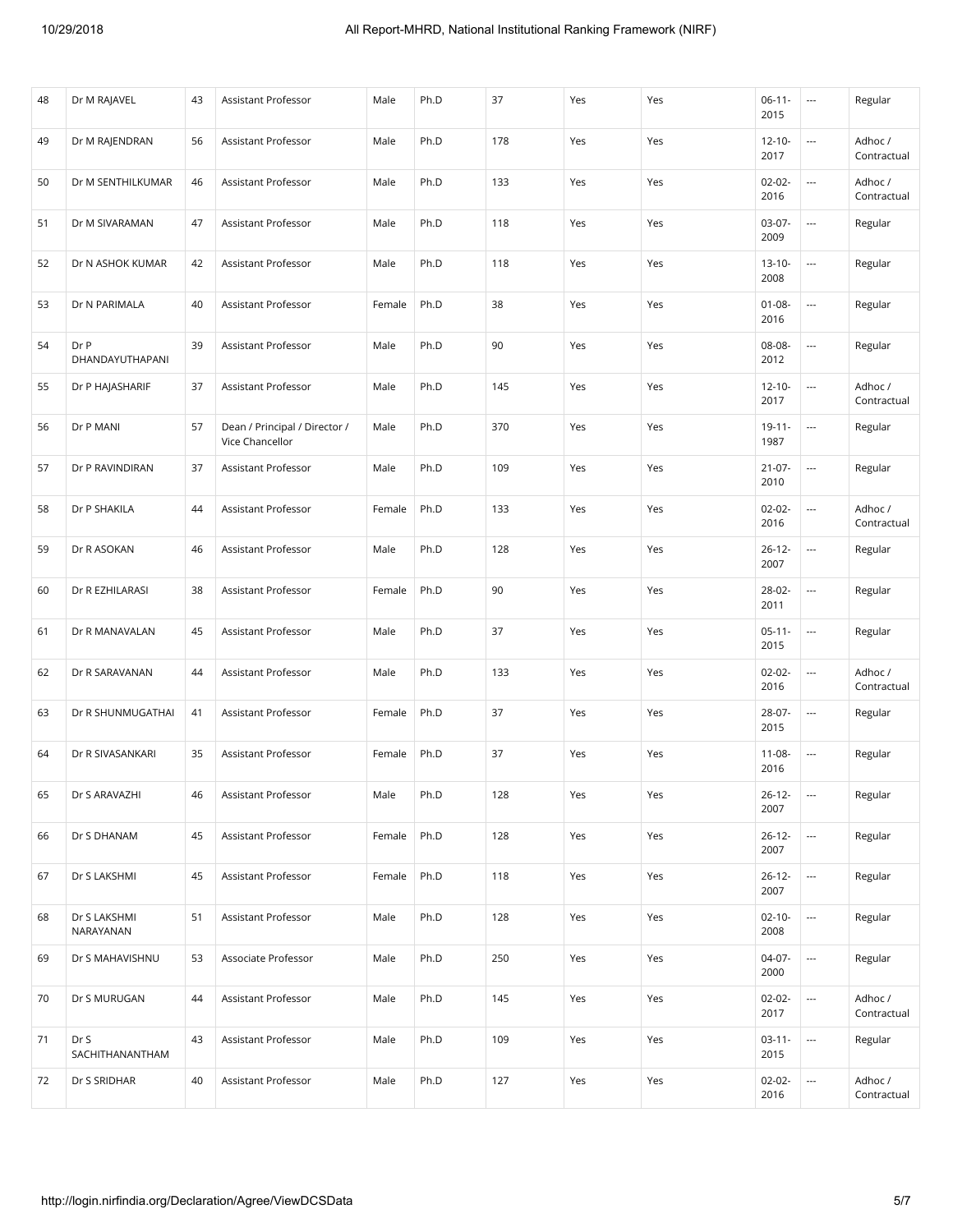| 48 | Dr M RAJAVEL | 43 | Assistant Professor | Male | Ph.D | 37 | Yes | Yes | 06-11-2015 | --- | Regular |
|---|---|---|---|---|---|---|---|---|---|---|---|
| 49 | Dr M RAJENDRAN | 56 | Assistant Professor | Male | Ph.D | 178 | Yes | Yes | 12-10-2017 | --- | Adhoc / Contractual |
| 50 | Dr M SENTHILKUMAR | 46 | Assistant Professor | Male | Ph.D | 133 | Yes | Yes | 02-02-2016 | --- | Adhoc / Contractual |
| 51 | Dr M SIVARAMAN | 47 | Assistant Professor | Male | Ph.D | 118 | Yes | Yes | 03-07-2009 | --- | Regular |
| 52 | Dr N ASHOK KUMAR | 42 | Assistant Professor | Male | Ph.D | 118 | Yes | Yes | 13-10-2008 | --- | Regular |
| 53 | Dr N PARIMALA | 40 | Assistant Professor | Female | Ph.D | 38 | Yes | Yes | 01-08-2016 | --- | Regular |
| 54 | Dr P DHANDAYUTHAPANI | 39 | Assistant Professor | Male | Ph.D | 90 | Yes | Yes | 08-08-2012 | --- | Regular |
| 55 | Dr P HAJASHARIF | 37 | Assistant Professor | Male | Ph.D | 145 | Yes | Yes | 12-10-2017 | --- | Adhoc / Contractual |
| 56 | Dr P MANI | 57 | Dean / Principal / Director / Vice Chancellor | Male | Ph.D | 370 | Yes | Yes | 19-11-1987 | --- | Regular |
| 57 | Dr P RAVINDIRAN | 37 | Assistant Professor | Male | Ph.D | 109 | Yes | Yes | 21-07-2010 | --- | Regular |
| 58 | Dr P SHAKILA | 44 | Assistant Professor | Female | Ph.D | 133 | Yes | Yes | 02-02-2016 | --- | Adhoc / Contractual |
| 59 | Dr R ASOKAN | 46 | Assistant Professor | Male | Ph.D | 128 | Yes | Yes | 26-12-2007 | --- | Regular |
| 60 | Dr R EZHILARASI | 38 | Assistant Professor | Female | Ph.D | 90 | Yes | Yes | 28-02-2011 | --- | Regular |
| 61 | Dr R MANAVALAN | 45 | Assistant Professor | Male | Ph.D | 37 | Yes | Yes | 05-11-2015 | --- | Regular |
| 62 | Dr R SARAVANAN | 44 | Assistant Professor | Male | Ph.D | 133 | Yes | Yes | 02-02-2016 | --- | Adhoc / Contractual |
| 63 | Dr R SHUNMUGATHAI | 41 | Assistant Professor | Female | Ph.D | 37 | Yes | Yes | 28-07-2015 | --- | Regular |
| 64 | Dr R SIVASANKARI | 35 | Assistant Professor | Female | Ph.D | 37 | Yes | Yes | 11-08-2016 | --- | Regular |
| 65 | Dr S ARAVAZHI | 46 | Assistant Professor | Male | Ph.D | 128 | Yes | Yes | 26-12-2007 | --- | Regular |
| 66 | Dr S DHANAM | 45 | Assistant Professor | Female | Ph.D | 128 | Yes | Yes | 26-12-2007 | --- | Regular |
| 67 | Dr S LAKSHMI | 45 | Assistant Professor | Female | Ph.D | 118 | Yes | Yes | 26-12-2007 | --- | Regular |
| 68 | Dr S LAKSHMI NARAYANAN | 51 | Assistant Professor | Male | Ph.D | 128 | Yes | Yes | 02-10-2008 | --- | Regular |
| 69 | Dr S MAHAVISHNU | 53 | Associate Professor | Male | Ph.D | 250 | Yes | Yes | 04-07-2000 | --- | Regular |
| 70 | Dr S MURUGAN | 44 | Assistant Professor | Male | Ph.D | 145 | Yes | Yes | 02-02-2017 | --- | Adhoc / Contractual |
| 71 | Dr S SACHITHANANTHAM | 43 | Assistant Professor | Male | Ph.D | 109 | Yes | Yes | 03-11-2015 | --- | Regular |
| 72 | Dr S SRIDHAR | 40 | Assistant Professor | Male | Ph.D | 127 | Yes | Yes | 02-02-2016 | --- | Adhoc / Contractual |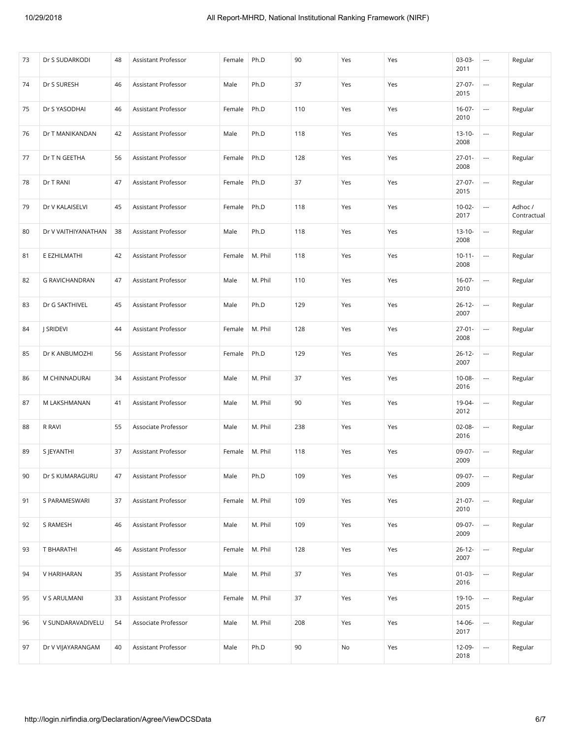| 73 | Dr S SUDARKODI | 48 | Assistant Professor | Female | Ph.D | 90 | Yes | Yes | 03-03-2011 | --- | Regular |
|---|---|---|---|---|---|---|---|---|---|---|---|
| 74 | Dr S SURESH | 46 | Assistant Professor | Male | Ph.D | 37 | Yes | Yes | 27-07-2015 | --- | Regular |
| 75 | Dr S YASODHAI | 46 | Assistant Professor | Female | Ph.D | 110 | Yes | Yes | 16-07-2010 | --- | Regular |
| 76 | Dr T MANIKANDAN | 42 | Assistant Professor | Male | Ph.D | 118 | Yes | Yes | 13-10-2008 | --- | Regular |
| 77 | Dr T N GEETHA | 56 | Assistant Professor | Female | Ph.D | 128 | Yes | Yes | 27-01-2008 | --- | Regular |
| 78 | Dr T RANI | 47 | Assistant Professor | Female | Ph.D | 37 | Yes | Yes | 27-07-2015 | --- | Regular |
| 79 | Dr V KALAISELVI | 45 | Assistant Professor | Female | Ph.D | 118 | Yes | Yes | 10-02-2017 | --- | Adhoc / Contractual |
| 80 | Dr V VAITHIYANATHAN | 38 | Assistant Professor | Male | Ph.D | 118 | Yes | Yes | 13-10-2008 | --- | Regular |
| 81 | E EZHILMATHI | 42 | Assistant Professor | Female | M. Phil | 118 | Yes | Yes | 10-11-2008 | --- | Regular |
| 82 | G RAVICHANDRAN | 47 | Assistant Professor | Male | M. Phil | 110 | Yes | Yes | 16-07-2010 | --- | Regular |
| 83 | Dr G SAKTHIVEL | 45 | Assistant Professor | Male | Ph.D | 129 | Yes | Yes | 26-12-2007 | --- | Regular |
| 84 | J SRIDEVI | 44 | Assistant Professor | Female | M. Phil | 128 | Yes | Yes | 27-01-2008 | --- | Regular |
| 85 | Dr K ANBUMOZHI | 56 | Assistant Professor | Female | Ph.D | 129 | Yes | Yes | 26-12-2007 | --- | Regular |
| 86 | M CHINNADURAI | 34 | Assistant Professor | Male | M. Phil | 37 | Yes | Yes | 10-08-2016 | --- | Regular |
| 87 | M LAKSHMANAN | 41 | Assistant Professor | Male | M. Phil | 90 | Yes | Yes | 19-04-2012 | --- | Regular |
| 88 | R RAVI | 55 | Associate Professor | Male | M. Phil | 238 | Yes | Yes | 02-08-2016 | --- | Regular |
| 89 | S JEYANTHI | 37 | Assistant Professor | Female | M. Phil | 118 | Yes | Yes | 09-07-2009 | --- | Regular |
| 90 | Dr S KUMARAGURU | 47 | Assistant Professor | Male | Ph.D | 109 | Yes | Yes | 09-07-2009 | --- | Regular |
| 91 | S PARAMESWARI | 37 | Assistant Professor | Female | M. Phil | 109 | Yes | Yes | 21-07-2010 | --- | Regular |
| 92 | S RAMESH | 46 | Assistant Professor | Male | M. Phil | 109 | Yes | Yes | 09-07-2009 | --- | Regular |
| 93 | T BHARATHI | 46 | Assistant Professor | Female | M. Phil | 128 | Yes | Yes | 26-12-2007 | --- | Regular |
| 94 | V HARIHARAN | 35 | Assistant Professor | Male | M. Phil | 37 | Yes | Yes | 01-03-2016 | --- | Regular |
| 95 | V S ARULMANI | 33 | Assistant Professor | Female | M. Phil | 37 | Yes | Yes | 19-10-2015 | --- | Regular |
| 96 | V SUNDARAVADIVELU | 54 | Associate Professor | Male | M. Phil | 208 | Yes | Yes | 14-06-2017 | --- | Regular |
| 97 | Dr V VIJAYARANGAM | 40 | Assistant Professor | Male | Ph.D | 90 | No | Yes | 12-09-2018 | --- | Regular |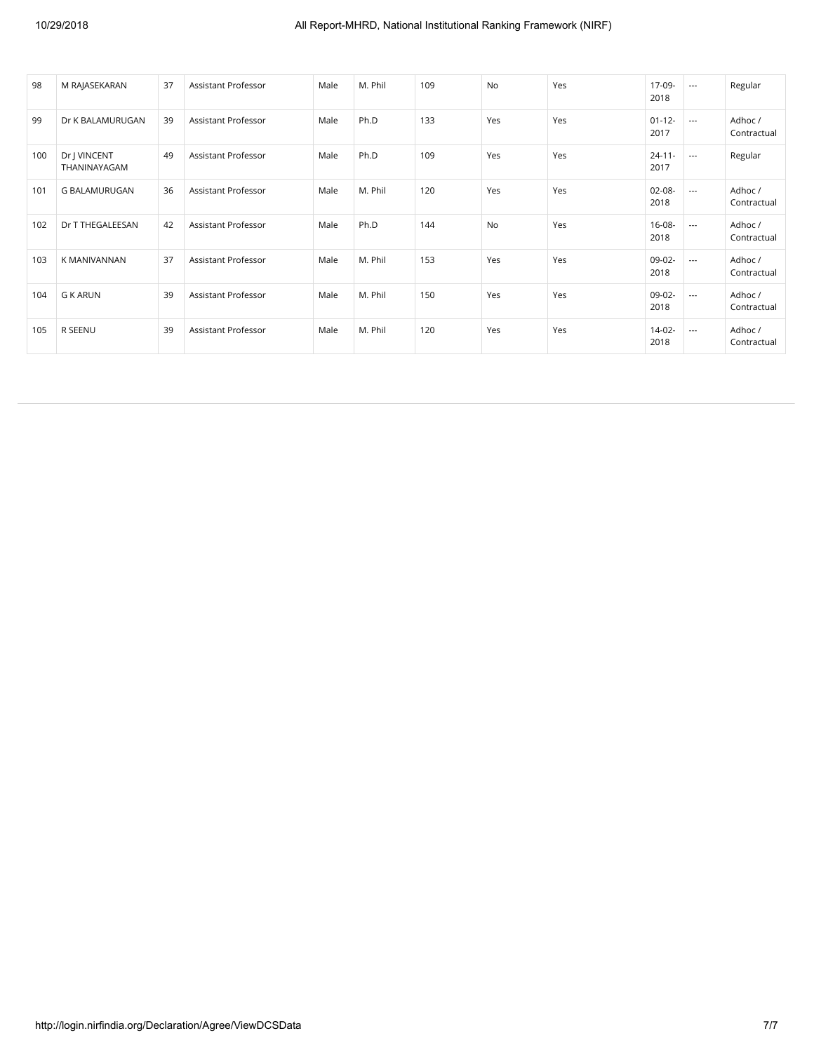| | | | | | | | | | | | |
|---|---|---|---|---|---|---|---|---|---|---|---|
| 98 | M RAJASEKARAN | 37 | Assistant Professor | Male | M. Phil | 109 | No | Yes | 17-09-2018 | --- | Regular |
| 99 | Dr K BALAMURUGAN | 39 | Assistant Professor | Male | Ph.D | 133 | Yes | Yes | 01-12-2017 | --- | Adhoc / Contractual |
| 100 | Dr J VINCENT THANINAYAGAM | 49 | Assistant Professor | Male | Ph.D | 109 | Yes | Yes | 24-11-2017 | --- | Regular |
| 101 | G BALAMURUGAN | 36 | Assistant Professor | Male | M. Phil | 120 | Yes | Yes | 02-08-2018 | --- | Adhoc / Contractual |
| 102 | Dr T THEGALEESAN | 42 | Assistant Professor | Male | Ph.D | 144 | No | Yes | 16-08-2018 | --- | Adhoc / Contractual |
| 103 | K MANIVANNAN | 37 | Assistant Professor | Male | M. Phil | 153 | Yes | Yes | 09-02-2018 | --- | Adhoc / Contractual |
| 104 | G K ARUN | 39 | Assistant Professor | Male | M. Phil | 150 | Yes | Yes | 09-02-2018 | --- | Adhoc / Contractual |
| 105 | R SEENU | 39 | Assistant Professor | Male | M. Phil | 120 | Yes | Yes | 14-02-2018 | --- | Adhoc / Contractual |